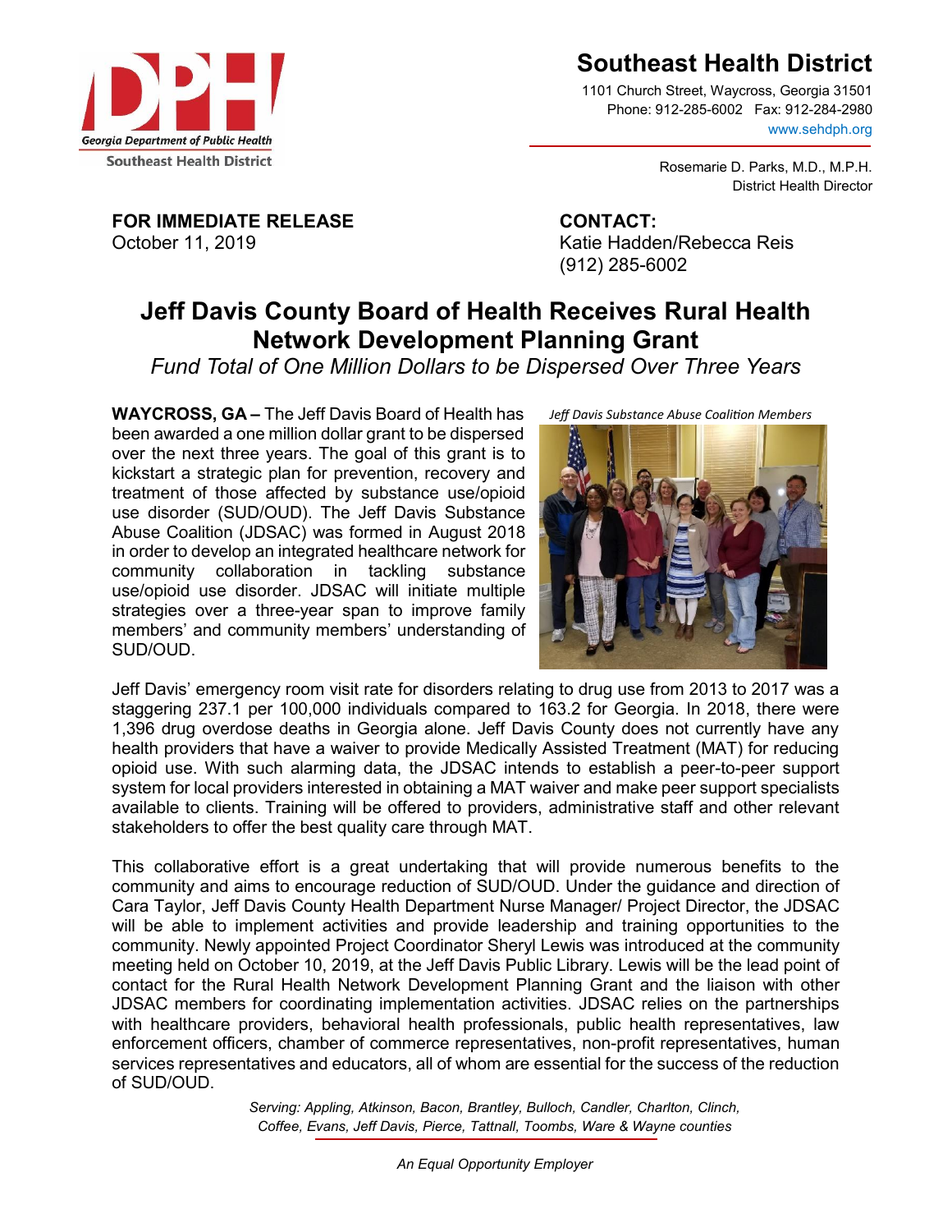# Southeast Health District

1101 Church Street, Waycross, Georgia 31501
Phone: 912-285-6002 Fax: 912-284-2980
www.sehdph.org

Rosemarie D. Parks, M.D., M.P.H.
District Health Director

**FOR IMMEDIATE RELEASE**
October 11, 2019

**CONTACT:**
Katie Hadden/Rebecca Reis
(912) 285-6002

## Jeff Davis County Board of Health Receives Rural Health Network Development Planning Grant

*Fund Total of One Million Dollars to be Dispersed Over Three Years*

**WAYCROSS, GA –** The Jeff Davis Board of Health has been awarded a one million dollar grant to be dispersed over the next three years. The goal of this grant is to kickstart a strategic plan for prevention, recovery and treatment of those affected by substance use/opioid use disorder (SUD/OUD). The Jeff Davis Substance Abuse Coalition (JDSAC) was formed in August 2018 in order to develop an integrated healthcare network for community collaboration in tackling substance use/opioid use disorder. JDSAC will initiate multiple strategies over a three-year span to improve family members' and community members' understanding of SUD/OUD.

*Jeff Davis Substance Abuse Coalition Members*

Jeff Davis' emergency room visit rate for disorders relating to drug use from 2013 to 2017 was a staggering 237.1 per 100,000 individuals compared to 163.2 for Georgia. In 2018, there were 1,396 drug overdose deaths in Georgia alone. Jeff Davis County does not currently have any health providers that have a waiver to provide Medically Assisted Treatment (MAT) for reducing opioid use. With such alarming data, the JDSAC intends to establish a peer-to-peer support system for local providers interested in obtaining a MAT waiver and make peer support specialists available to clients. Training will be offered to providers, administrative staff and other relevant stakeholders to offer the best quality care through MAT.

This collaborative effort is a great undertaking that will provide numerous benefits to the community and aims to encourage reduction of SUD/OUD. Under the guidance and direction of Cara Taylor, Jeff Davis County Health Department Nurse Manager/ Project Director, the JDSAC will be able to implement activities and provide leadership and training opportunities to the community. Newly appointed Project Coordinator Sheryl Lewis was introduced at the community meeting held on October 10, 2019, at the Jeff Davis Public Library. Lewis will be the lead point of contact for the Rural Health Network Development Planning Grant and the liaison with other JDSAC members for coordinating implementation activities. JDSAC relies on the partnerships with healthcare providers, behavioral health professionals, public health representatives, law enforcement officers, chamber of commerce representatives, non-profit representatives, human services representatives and educators, all of whom are essential for the success of the reduction of SUD/OUD.

*Serving: Appling, Atkinson, Bacon, Brantley, Bulloch, Candler, Charlton, Clinch, Coffee, Evans, Jeff Davis, Pierce, Tattnall, Toombs, Ware & Wayne counties*

*An Equal Opportunity Employer*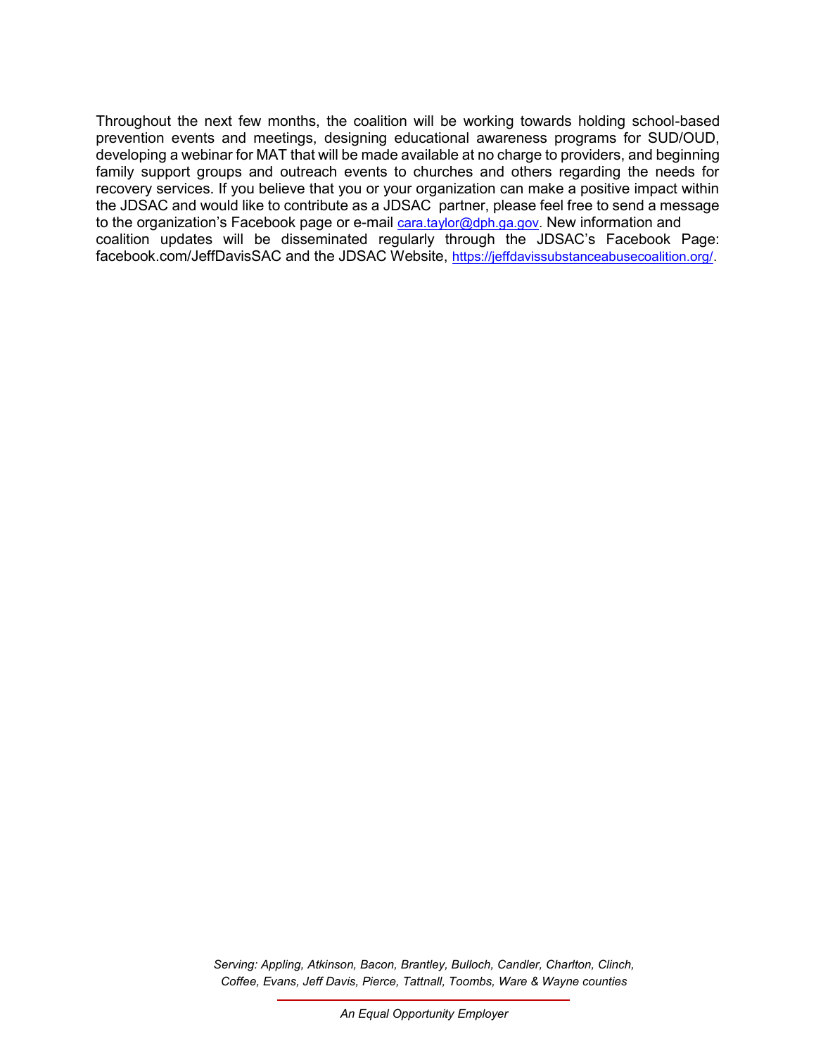Throughout the next few months, the coalition will be working towards holding school-based prevention events and meetings, designing educational awareness programs for SUD/OUD, developing a webinar for MAT that will be made available at no charge to providers, and beginning family support groups and outreach events to churches and others regarding the needs for recovery services. If you believe that you or your organization can make a positive impact within the JDSAC and would like to contribute as a JDSAC partner, please feel free to send a message to the organization's Facebook page or e-mail cara.taylor@dph.ga.gov. New information and coalition updates will be disseminated regularly through the JDSAC's Facebook Page: facebook.com/JeffDavisSAC and the JDSAC Website, https://jeffdavissubstanceabusecoalition.org/.

*Serving: Appling, Atkinson, Bacon, Brantley, Bulloch, Candler, Charlton, Clinch, Coffee, Evans, Jeff Davis, Pierce, Tattnall, Toombs, Ware & Wayne counties*

*An Equal Opportunity Employer*